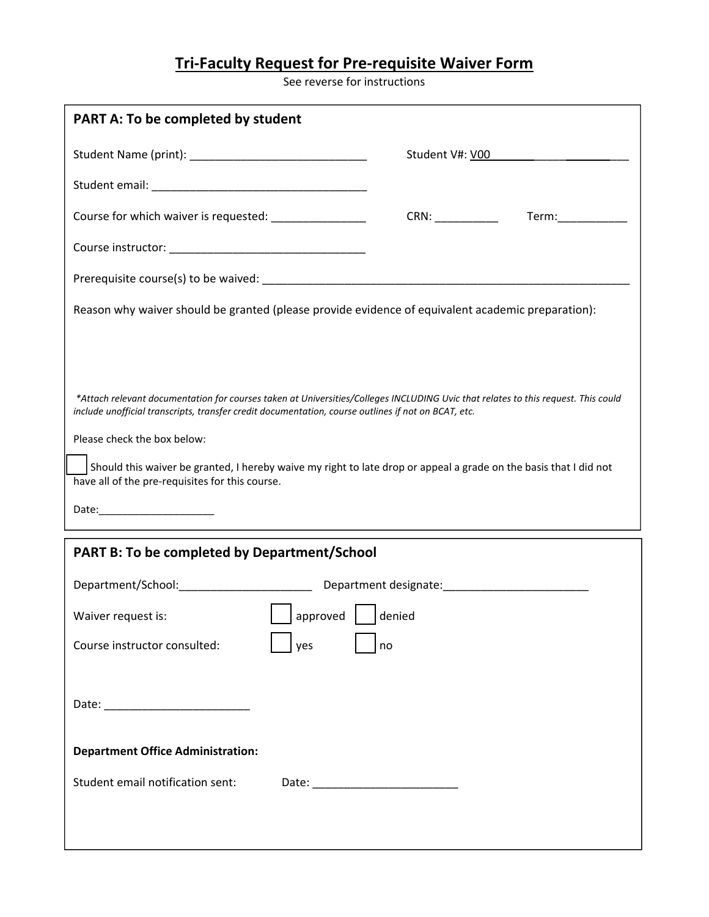# Tri-Faculty Request for Pre-requisite Waiver Form

See reverse for instructions

## PART A: To be completed by student

Student Name (print): ____________________________ Student V#: V00____________________

Student email: __________________________________

Course for which waiver is requested: _______________ CRN: __________ Term:___________

Course instructor: ______________________________

Prerequisite course(s) to be waived: _________________________________________________________

Reason why waiver should be granted (please provide evidence of equivalent academic preparation):

*\*Attach relevant documentation for courses taken at Universities/Colleges INCLUDING Uvic that relates to this request. This could include unofficial transcripts, transfer credit documentation, course outlines if not on BCAT, etc.*

Please check the box below:

☐ Should this waiver be granted, I hereby waive my right to late drop or appeal a grade on the basis that I did not have all of the pre-requisites for this course.

Date:____________________

## PART B: To be completed by Department/School

Department/School:_____________________ Department designate:_______________________

Waiver request is: ☐ approved ☐ denied

Course instructor consulted: ☐ yes ☐ no

Date: _______________________

**Department Office Administration:**

Student email notification sent: Date: _______________________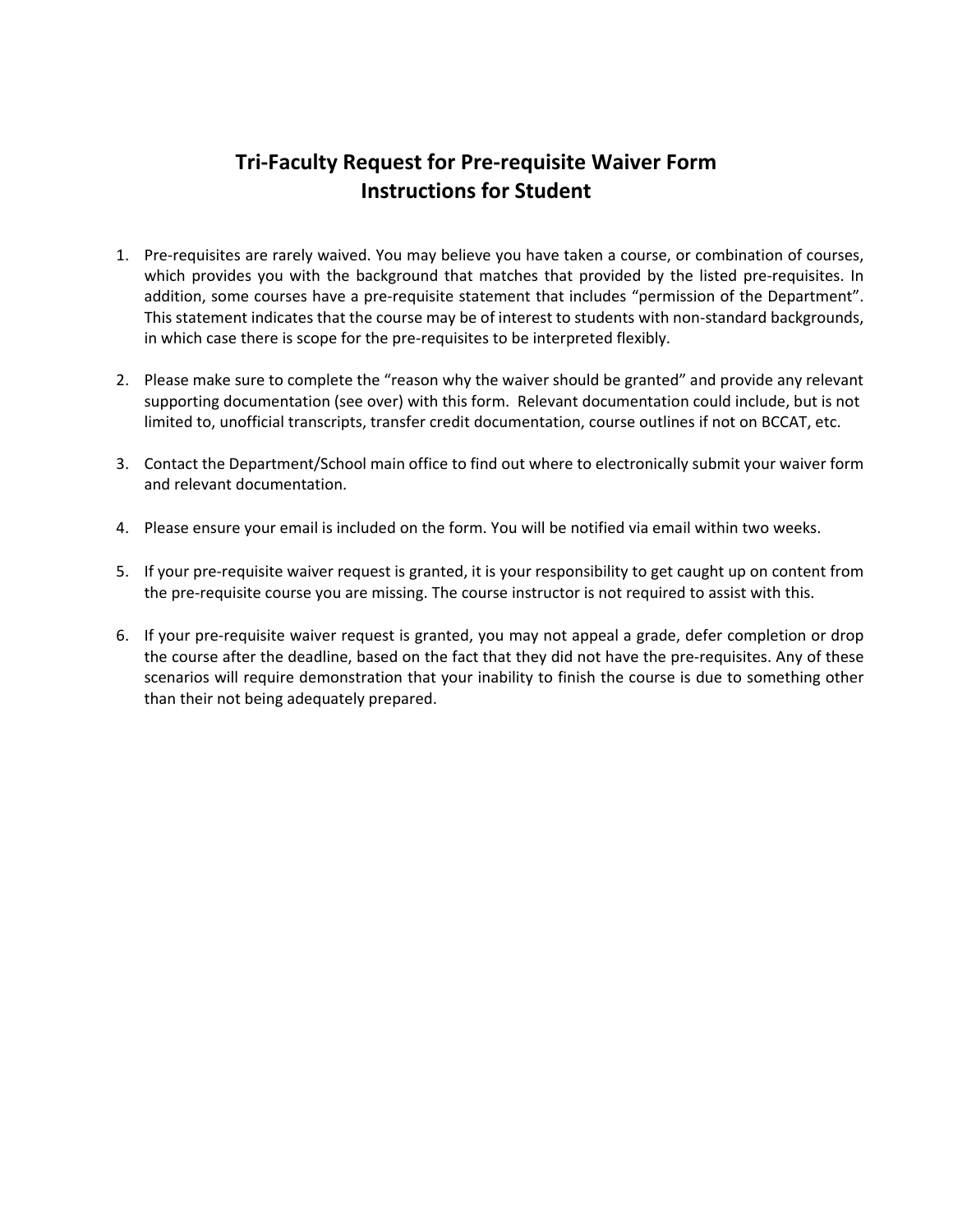# Tri-Faculty Request for Pre-requisite Waiver Form
# Instructions for Student

1. Pre-requisites are rarely waived. You may believe you have taken a course, or combination of courses, which provides you with the background that matches that provided by the listed pre-requisites. In addition, some courses have a pre-requisite statement that includes "permission of the Department". This statement indicates that the course may be of interest to students with non-standard backgrounds, in which case there is scope for the pre-requisites to be interpreted flexibly.

2. Please make sure to complete the "reason why the waiver should be granted" and provide any relevant supporting documentation (see over) with this form. Relevant documentation could include, but is not limited to, unofficial transcripts, transfer credit documentation, course outlines if not on BCCAT, etc.

3. Contact the Department/School main office to find out where to electronically submit your waiver form and relevant documentation.

4. Please ensure your email is included on the form. You will be notified via email within two weeks.

5. If your pre-requisite waiver request is granted, it is your responsibility to get caught up on content from the pre-requisite course you are missing. The course instructor is not required to assist with this.

6. If your pre-requisite waiver request is granted, you may not appeal a grade, defer completion or drop the course after the deadline, based on the fact that they did not have the pre-requisites. Any of these scenarios will require demonstration that your inability to finish the course is due to something other than their not being adequately prepared.